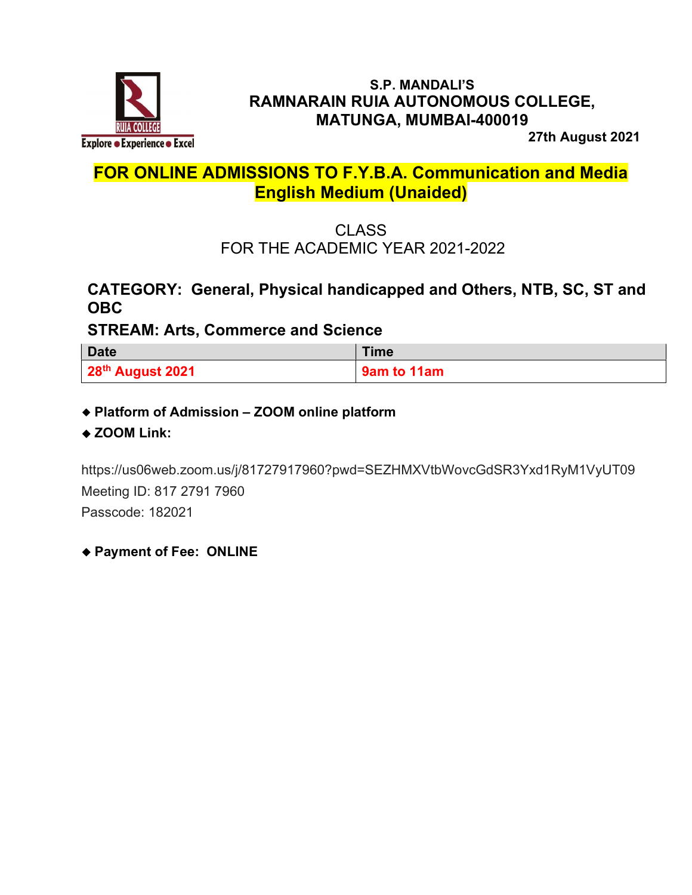S.P. MANDALI'S

**RAMNARAIN RUIA AUTONOMOUS COLLEGE, MATUNGA, MUMBAI-400019**

**27th August 2021**

## FOR ONLINE ADMISSIONS TO F.Y.B.A. Communication and Media English Medium (Unaided)

CLASS

FOR THE ACADEMIC YEAR 2021-2022

### CATEGORY: General, Physical handicapped and Others, NTB, SC, ST and OBC

### STREAM: Arts, Commerce and Science

| Date | Time |
|---|---|
| 28th August 2021 | 9am to 11am |

- **Platform of Admission – ZOOM online platform**
- **ZOOM Link:**

https://us06web.zoom.us/j/81727917960?pwd=SEZHMXVtbWovcGdSR3Yxd1RyM1VyUT09

Meeting ID: 817 2791 7960

Passcode: 182021

- **Payment of Fee: ONLINE**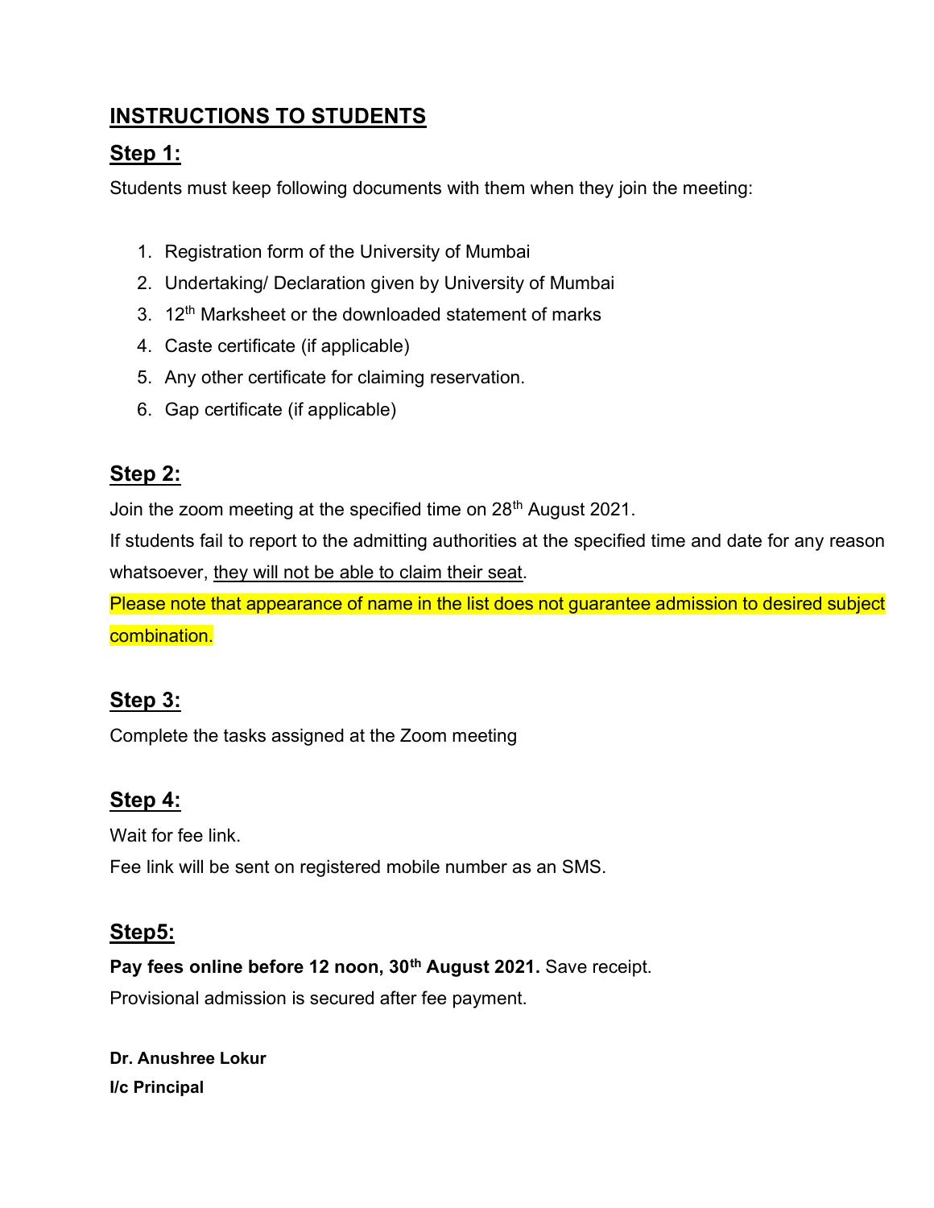## INSTRUCTIONS TO STUDENTS

### Step 1:

Students must keep following documents with them when they join the meeting:

1. Registration form of the University of Mumbai
2. Undertaking/ Declaration given by University of Mumbai
3. 12th Marksheet or the downloaded statement of marks
4. Caste certificate (if applicable)
5. Any other certificate for claiming reservation.
6. Gap certificate (if applicable)

### Step 2:

Join the zoom meeting at the specified time on 28th August 2021.

If students fail to report to the admitting authorities at the specified time and date for any reason whatsoever, they will not be able to claim their seat.

Please note that appearance of name in the list does not guarantee admission to desired subject combination.

### Step 3:

Complete the tasks assigned at the Zoom meeting

### Step 4:

Wait for fee link.

Fee link will be sent on registered mobile number as an SMS.

### Step5:

**Pay fees online before 12 noon, 30th August 2021.** Save receipt.

Provisional admission is secured after fee payment.

**Dr. Anushree Lokur**

**I/c Principal**